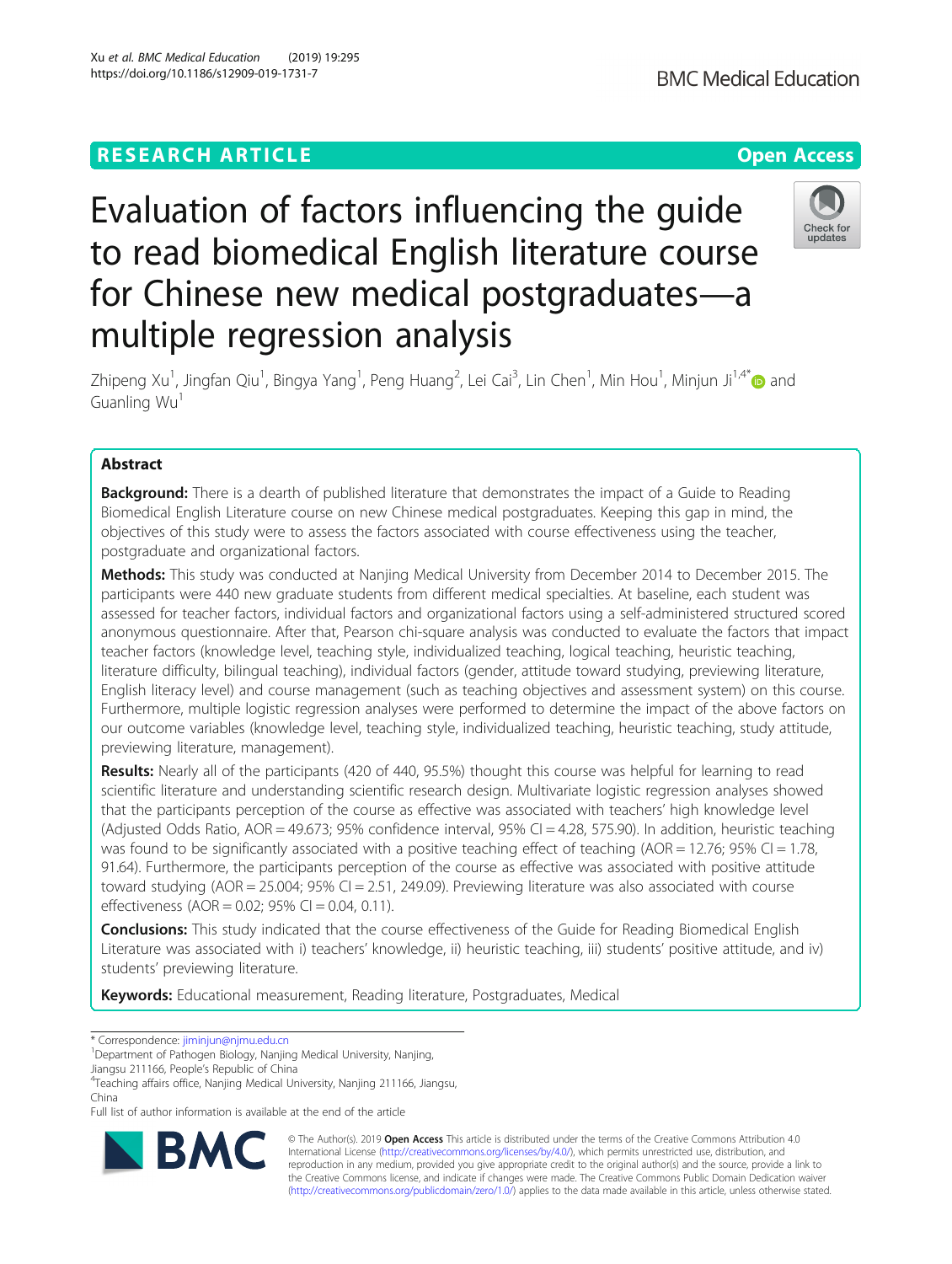RESEARCH ARTICLE

Open Access

# Evaluation of factors influencing the guide to read biomedical English literature course for Chinese new medical postgraduates—a multiple regression analysis

Zhipeng Xu[1], Jingfan Qiu[1], Bingya Yang[1], Peng Huang[2], Lei Cai[3], Lin Chen[1], Min Hou[1], Minjun Ji[1,4*] and Guanling Wu[1]

## Abstract

**Background:** There is a dearth of published literature that demonstrates the impact of a Guide to Reading Biomedical English Literature course on new Chinese medical postgraduates. Keeping this gap in mind, the objectives of this study were to assess the factors associated with course effectiveness using the teacher, postgraduate and organizational factors.

**Methods:** This study was conducted at Nanjing Medical University from December 2014 to December 2015. The participants were 440 new graduate students from different medical specialties. At baseline, each student was assessed for teacher factors, individual factors and organizational factors using a self-administered structured scored anonymous questionnaire. After that, Pearson chi-square analysis was conducted to evaluate the factors that impact teacher factors (knowledge level, teaching style, individualized teaching, logical teaching, heuristic teaching, literature difficulty, bilingual teaching), individual factors (gender, attitude toward studying, previewing literature, English literacy level) and course management (such as teaching objectives and assessment system) on this course. Furthermore, multiple logistic regression analyses were performed to determine the impact of the above factors on our outcome variables (knowledge level, teaching style, individualized teaching, heuristic teaching, study attitude, previewing literature, management).

**Results:** Nearly all of the participants (420 of 440, 95.5%) thought this course was helpful for learning to read scientific literature and understanding scientific research design. Multivariate logistic regression analyses showed that the participants perception of the course as effective was associated with teachers' high knowledge level (Adjusted Odds Ratio, AOR = 49.673; 95% confidence interval, 95% CI = 4.28, 575.90). In addition, heuristic teaching was found to be significantly associated with a positive teaching effect of teaching (AOR = 12.76; 95% CI = 1.78, 91.64). Furthermore, the participants perception of the course as effective was associated with positive attitude toward studying (AOR = 25.004; 95% CI = 2.51, 249.09). Previewing literature was also associated with course effectiveness (AOR = 0.02; 95% CI = 0.04, 0.11).

**Conclusions:** This study indicated that the course effectiveness of the Guide for Reading Biomedical English Literature was associated with i) teachers' knowledge, ii) heuristic teaching, iii) students' positive attitude, and iv) students' previewing literature.

**Keywords:** Educational measurement, Reading literature, Postgraduates, Medical

---

* Correspondence: jiminjun@njmu.edu.cn

[1]Department of Pathogen Biology, Nanjing Medical University, Nanjing, Jiangsu 211166, People's Republic of China

[4]Teaching affairs office, Nanjing Medical University, Nanjing 211166, Jiangsu, China

Full list of author information is available at the end of the article

© The Author(s). 2019 **Open Access** This article is distributed under the terms of the Creative Commons Attribution 4.0 International License (http://creativecommons.org/licenses/by/4.0/), which permits unrestricted use, distribution, and reproduction in any medium, provided you give appropriate credit to the original author(s) and the source, provide a link to the Creative Commons license, and indicate if changes were made. The Creative Commons Public Domain Dedication waiver (http://creativecommons.org/publicdomain/zero/1.0/) applies to the data made available in this article, unless otherwise stated.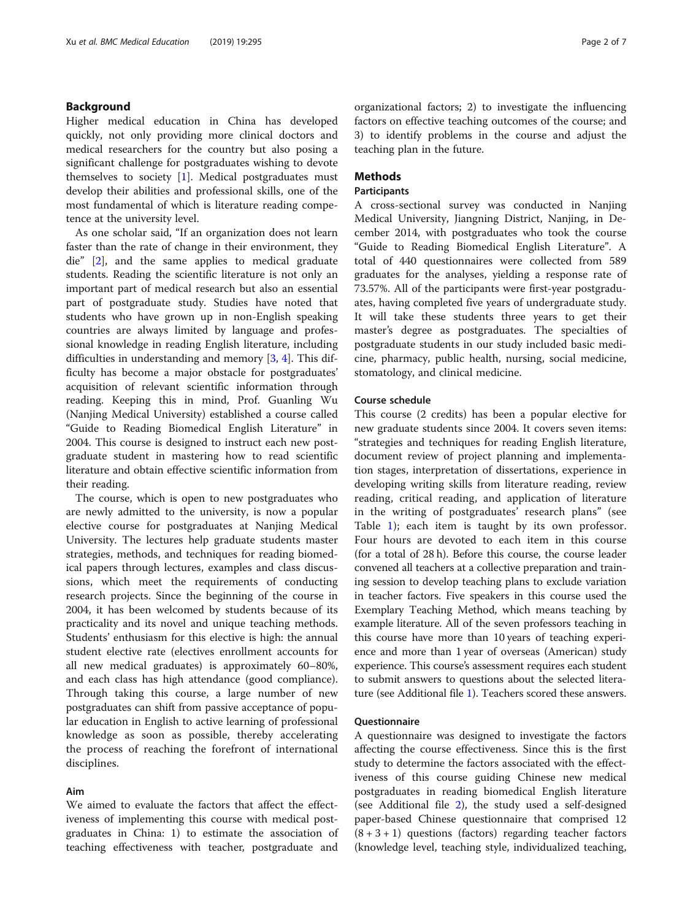## Background

Higher medical education in China has developed quickly, not only providing more clinical doctors and medical researchers for the country but also posing a significant challenge for postgraduates wishing to devote themselves to society [1]. Medical postgraduates must develop their abilities and professional skills, one of the most fundamental of which is literature reading competence at the university level.

As one scholar said, "If an organization does not learn faster than the rate of change in their environment, they die" [2], and the same applies to medical graduate students. Reading the scientific literature is not only an important part of medical research but also an essential part of postgraduate study. Studies have noted that students who have grown up in non-English speaking countries are always limited by language and professional knowledge in reading English literature, including difficulties in understanding and memory [3, 4]. This difficulty has become a major obstacle for postgraduates' acquisition of relevant scientific information through reading. Keeping this in mind, Prof. Guanling Wu (Nanjing Medical University) established a course called "Guide to Reading Biomedical English Literature" in 2004. This course is designed to instruct each new postgraduate student in mastering how to read scientific literature and obtain effective scientific information from their reading.

The course, which is open to new postgraduates who are newly admitted to the university, is now a popular elective course for postgraduates at Nanjing Medical University. The lectures help graduate students master strategies, methods, and techniques for reading biomedical papers through lectures, examples and class discussions, which meet the requirements of conducting research projects. Since the beginning of the course in 2004, it has been welcomed by students because of its practicality and its novel and unique teaching methods. Students' enthusiasm for this elective is high: the annual student elective rate (electives enrollment accounts for all new medical graduates) is approximately 60–80%, and each class has high attendance (good compliance). Through taking this course, a large number of new postgraduates can shift from passive acceptance of popular education in English to active learning of professional knowledge as soon as possible, thereby accelerating the process of reaching the forefront of international disciplines.

### Aim

We aimed to evaluate the factors that affect the effectiveness of implementing this course with medical postgraduates in China: 1) to estimate the association of teaching effectiveness with teacher, postgraduate and organizational factors; 2) to investigate the influencing factors on effective teaching outcomes of the course; and 3) to identify problems in the course and adjust the teaching plan in the future.

## Methods

### Participants

A cross-sectional survey was conducted in Nanjing Medical University, Jiangning District, Nanjing, in December 2014, with postgraduates who took the course "Guide to Reading Biomedical English Literature". A total of 440 questionnaires were collected from 589 graduates for the analyses, yielding a response rate of 73.57%. All of the participants were first-year postgraduates, having completed five years of undergraduate study. It will take these students three years to get their master's degree as postgraduates. The specialties of postgraduate students in our study included basic medicine, pharmacy, public health, nursing, social medicine, stomatology, and clinical medicine.

### Course schedule

This course (2 credits) has been a popular elective for new graduate students since 2004. It covers seven items: "strategies and techniques for reading English literature, document review of project planning and implementation stages, interpretation of dissertations, experience in developing writing skills from literature reading, review reading, critical reading, and application of literature in the writing of postgraduates' research plans" (see Table 1); each item is taught by its own professor. Four hours are devoted to each item in this course (for a total of 28 h). Before this course, the course leader convened all teachers at a collective preparation and training session to develop teaching plans to exclude variation in teacher factors. Five speakers in this course used the Exemplary Teaching Method, which means teaching by example literature. All of the seven professors teaching in this course have more than 10 years of teaching experience and more than 1 year of overseas (American) study experience. This course's assessment requires each student to submit answers to questions about the selected literature (see Additional file 1). Teachers scored these answers.

### Questionnaire

A questionnaire was designed to investigate the factors affecting the course effectiveness. Since this is the first study to determine the factors associated with the effectiveness of this course guiding Chinese new medical postgraduates in reading biomedical English literature (see Additional file 2), the study used a self-designed paper-based Chinese questionnaire that comprised 12 $(8 + 3 + 1)$ questions (factors) regarding teacher factors (knowledge level, teaching style, individualized teaching,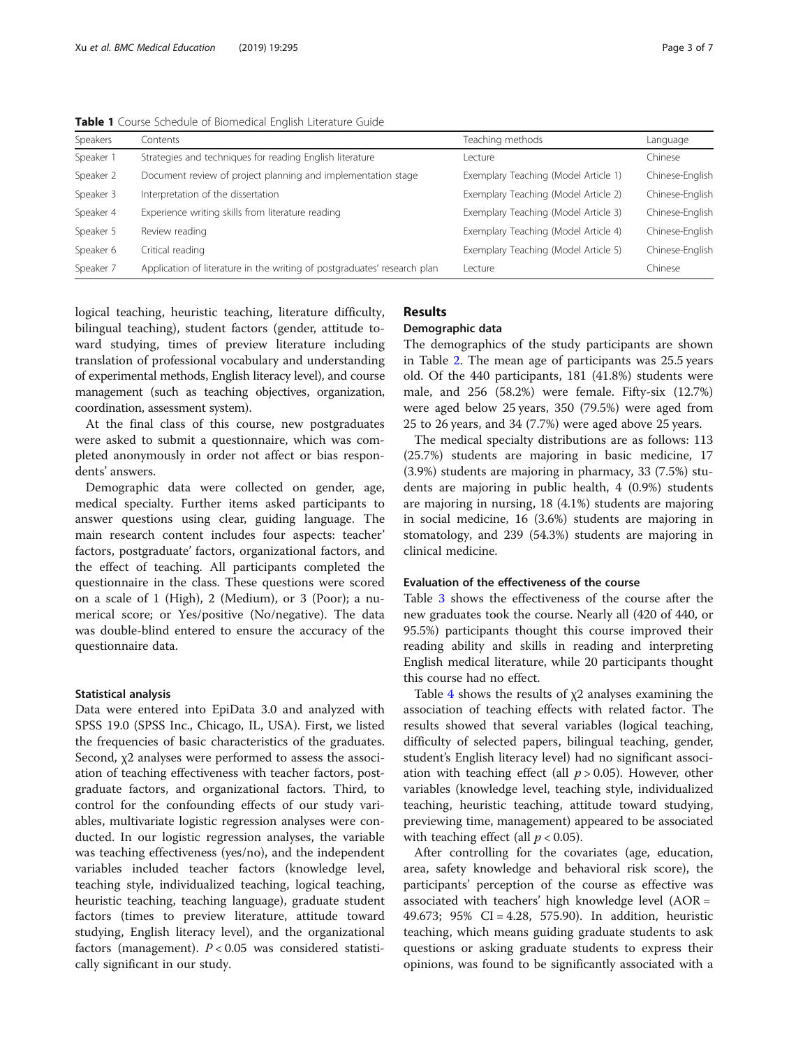**Table 1** Course Schedule of Biomedical English Literature Guide

| Speakers | Contents | Teaching methods | Language |
|---|---|---|---|
| Speaker 1 | Strategies and techniques for reading English literature | Lecture | Chinese |
| Speaker 2 | Document review of project planning and implementation stage | Exemplary Teaching (Model Article 1) | Chinese-English |
| Speaker 3 | Interpretation of the dissertation | Exemplary Teaching (Model Article 2) | Chinese-English |
| Speaker 4 | Experience writing skills from literature reading | Exemplary Teaching (Model Article 3) | Chinese-English |
| Speaker 5 | Review reading | Exemplary Teaching (Model Article 4) | Chinese-English |
| Speaker 6 | Critical reading | Exemplary Teaching (Model Article 5) | Chinese-English |
| Speaker 7 | Application of literature in the writing of postgraduates' research plan | Lecture | Chinese |

logical teaching, heuristic teaching, literature difficulty, bilingual teaching), student factors (gender, attitude toward studying, times of preview literature including translation of professional vocabulary and understanding of experimental methods, English literacy level), and course management (such as teaching objectives, organization, coordination, assessment system).

At the final class of this course, new postgraduates were asked to submit a questionnaire, which was completed anonymously in order not affect or bias respondents' answers.

Demographic data were collected on gender, age, medical specialty. Further items asked participants to answer questions using clear, guiding language. The main research content includes four aspects: teacher' factors, postgraduate' factors, organizational factors, and the effect of teaching. All participants completed the questionnaire in the class. These questions were scored on a scale of 1 (High), 2 (Medium), or 3 (Poor); a numerical score; or Yes/positive (No/negative). The data was double-blind entered to ensure the accuracy of the questionnaire data.

### Statistical analysis

Data were entered into EpiData 3.0 and analyzed with SPSS 19.0 (SPSS Inc., Chicago, IL, USA). First, we listed the frequencies of basic characteristics of the graduates. Second, $\chi2$ analyses were performed to assess the association of teaching effectiveness with teacher factors, postgraduate factors, and organizational factors. Third, to control for the confounding effects of our study variables, multivariate logistic regression analyses were conducted. In our logistic regression analyses, the variable was teaching effectiveness (yes/no), and the independent variables included teacher factors (knowledge level, teaching style, individualized teaching, logical teaching, heuristic teaching, teaching language), graduate student factors (times to preview literature, attitude toward studying, English literacy level), and the organizational factors (management). $P < 0.05$ was considered statistically significant in our study.

## Results

### Demographic data

The demographics of the study participants are shown in Table 2. The mean age of participants was 25.5 years old. Of the 440 participants, 181 (41.8%) students were male, and 256 (58.2%) were female. Fifty-six (12.7%) were aged below 25 years, 350 (79.5%) were aged from 25 to 26 years, and 34 (7.7%) were aged above 25 years.

The medical specialty distributions are as follows: 113 (25.7%) students are majoring in basic medicine, 17 (3.9%) students are majoring in pharmacy, 33 (7.5%) students are majoring in public health, 4 (0.9%) students are majoring in nursing, 18 (4.1%) students are majoring in social medicine, 16 (3.6%) students are majoring in stomatology, and 239 (54.3%) students are majoring in clinical medicine.

### Evaluation of the effectiveness of the course

Table 3 shows the effectiveness of the course after the new graduates took the course. Nearly all (420 of 440, or 95.5%) participants thought this course improved their reading ability and skills in reading and interpreting English medical literature, while 20 participants thought this course had no effect.

Table 4 shows the results of $\chi2$ analyses examining the association of teaching effects with related factor. The results showed that several variables (logical teaching, difficulty of selected papers, bilingual teaching, gender, student's English literacy level) had no significant association with teaching effect (all $p > 0.05$). However, other variables (knowledge level, teaching style, individualized teaching, heuristic teaching, attitude toward studying, previewing time, management) appeared to be associated with teaching effect (all $p < 0.05$).

After controlling for the covariates (age, education, area, safety knowledge and behavioral risk score), the participants' perception of the course as effective was associated with teachers' high knowledge level (AOR = 49.673; 95% CI = 4.28, 575.90). In addition, heuristic teaching, which means guiding graduate students to ask questions or asking graduate students to express their opinions, was found to be significantly associated with a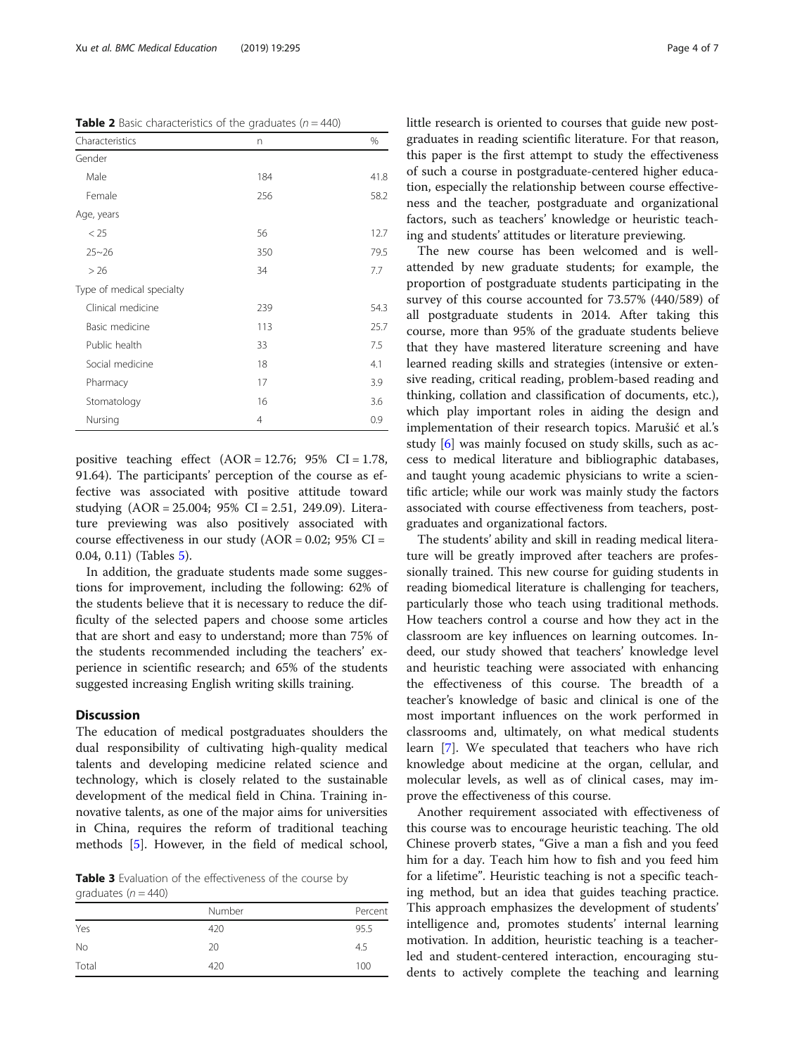**Table 2** Basic characteristics of the graduates ($n = 440$)

| Characteristics | n | % |
|---|---|---|
| Gender | | |
| Male | 184 | 41.8 |
| Female | 256 | 58.2 |
| Age, years | | |
| < 25 | 56 | 12.7 |
| 25~26 | 350 | 79.5 |
| > 26 | 34 | 7.7 |
| Type of medical specialty | | |
| Clinical medicine | 239 | 54.3 |
| Basic medicine | 113 | 25.7 |
| Public health | 33 | 7.5 |
| Social medicine | 18 | 4.1 |
| Pharmacy | 17 | 3.9 |
| Stomatology | 16 | 3.6 |
| Nursing | 4 | 0.9 |

positive teaching effect (AOR = 12.76; 95% CI = 1.78, 91.64). The participants' perception of the course as effective was associated with positive attitude toward studying (AOR = 25.004; 95% CI = 2.51, 249.09). Literature previewing was also positively associated with course effectiveness in our study (AOR = 0.02; 95% CI = 0.04, 0.11) (Tables 5).

In addition, the graduate students made some suggestions for improvement, including the following: 62% of the students believe that it is necessary to reduce the difficulty of the selected papers and choose some articles that are short and easy to understand; more than 75% of the students recommended including the teachers' experience in scientific research; and 65% of the students suggested increasing English writing skills training.

## Discussion

The education of medical postgraduates shoulders the dual responsibility of cultivating high-quality medical talents and developing medicine related science and technology, which is closely related to the sustainable development of the medical field in China. Training innovative talents, as one of the major aims for universities in China, requires the reform of traditional teaching methods [5]. However, in the field of medical school,

**Table 3** Evaluation of the effectiveness of the course by graduates ($n = 440$)

| | Number | Percent |
|---|---|---|
| Yes | 420 | 95.5 |
| No | 20 | 4.5 |
| Total | 420 | 100 |

little research is oriented to courses that guide new postgraduates in reading scientific literature. For that reason, this paper is the first attempt to study the effectiveness of such a course in postgraduate-centered higher education, especially the relationship between course effectiveness and the teacher, postgraduate and organizational factors, such as teachers' knowledge or heuristic teaching and students' attitudes or literature previewing.

The new course has been welcomed and is well-attended by new graduate students; for example, the proportion of postgraduate students participating in the survey of this course accounted for 73.57% (440/589) of all postgraduate students in 2014. After taking this course, more than 95% of the graduate students believe that they have mastered literature screening and have learned reading skills and strategies (intensive or extensive reading, critical reading, problem-based reading and thinking, collation and classification of documents, etc.), which play important roles in aiding the design and implementation of their research topics. Marušić et al.'s study [6] was mainly focused on study skills, such as access to medical literature and bibliographic databases, and taught young academic physicians to write a scientific article; while our work was mainly study the factors associated with course effectiveness from teachers, postgraduates and organizational factors.

The students' ability and skill in reading medical literature will be greatly improved after teachers are professionally trained. This new course for guiding students in reading biomedical literature is challenging for teachers, particularly those who teach using traditional methods. How teachers control a course and how they act in the classroom are key influences on learning outcomes. Indeed, our study showed that teachers' knowledge level and heuristic teaching were associated with enhancing the effectiveness of this course. The breadth of a teacher's knowledge of basic and clinical is one of the most important influences on the work performed in classrooms and, ultimately, on what medical students learn [7]. We speculated that teachers who have rich knowledge about medicine at the organ, cellular, and molecular levels, as well as of clinical cases, may improve the effectiveness of this course.

Another requirement associated with effectiveness of this course was to encourage heuristic teaching. The old Chinese proverb states, "Give a man a fish and you feed him for a day. Teach him how to fish and you feed him for a lifetime". Heuristic teaching is not a specific teaching method, but an idea that guides teaching practice. This approach emphasizes the development of students' intelligence and, promotes students' internal learning motivation. In addition, heuristic teaching is a teacher-led and student-centered interaction, encouraging students to actively complete the teaching and learning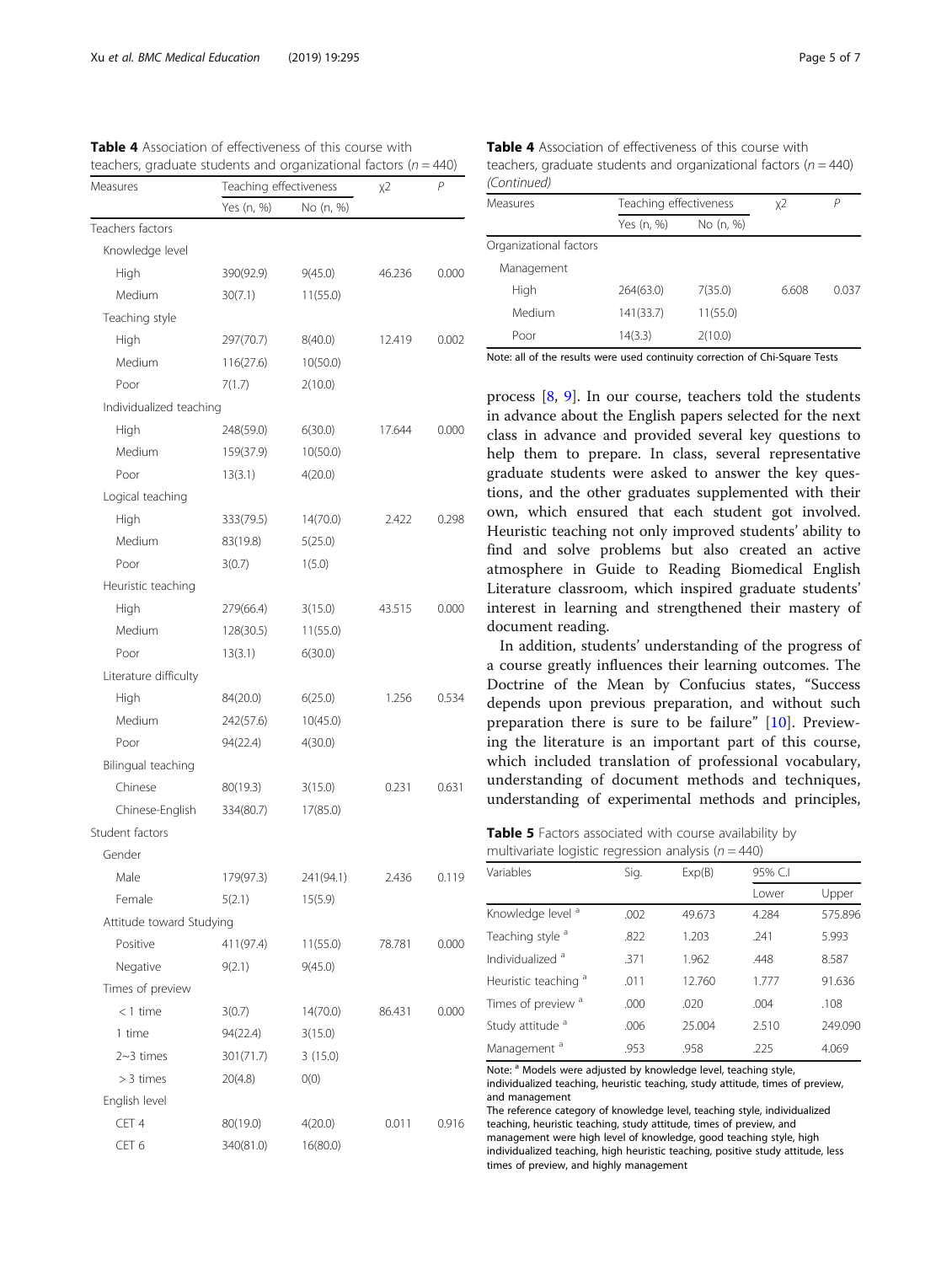**Table 4** Association of effectiveness of this course with teachers, graduate students and organizational factors ($n = 440$)

| Measures | Teaching effectiveness | | χ2 | P |
|---|---|---|---|---|
| | Yes (n, %) | No (n, %) | | |
| Teachers factors | | | | |
| Knowledge level | | | | |
| High | 390(92.9) | 9(45.0) | 46.236 | 0.000 |
| Medium | 30(7.1) | 11(55.0) | | |
| Teaching style | | | | |
| High | 297(70.7) | 8(40.0) | 12.419 | 0.002 |
| Medium | 116(27.6) | 10(50.0) | | |
| Poor | 7(1.7) | 2(10.0) | | |
| Individualized teaching | | | | |
| High | 248(59.0) | 6(30.0) | 17.644 | 0.000 |
| Medium | 159(37.9) | 10(50.0) | | |
| Poor | 13(3.1) | 4(20.0) | | |
| Logical teaching | | | | |
| High | 333(79.5) | 14(70.0) | 2.422 | 0.298 |
| Medium | 83(19.8) | 5(25.0) | | |
| Poor | 3(0.7) | 1(5.0) | | |
| Heuristic teaching | | | | |
| High | 279(66.4) | 3(15.0) | 43.515 | 0.000 |
| Medium | 128(30.5) | 11(55.0) | | |
| Poor | 13(3.1) | 6(30.0) | | |
| Literature difficulty | | | | |
| High | 84(20.0) | 6(25.0) | 1.256 | 0.534 |
| Medium | 242(57.6) | 10(45.0) | | |
| Poor | 94(22.4) | 4(30.0) | | |
| Bilingual teaching | | | | |
| Chinese | 80(19.3) | 3(15.0) | 0.231 | 0.631 |
| Chinese-English | 334(80.7) | 17(85.0) | | |
| Student factors | | | | |
| Gender | | | | |
| Male | 179(97.3) | 241(94.1) | 2.436 | 0.119 |
| Female | 5(2.1) | 15(5.9) | | |
| Attitude toward Studying | | | | |
| Positive | 411(97.4) | 11(55.0) | 78.781 | 0.000 |
| Negative | 9(2.1) | 9(45.0) | | |
| Times of preview | | | | |
| < 1 time | 3(0.7) | 14(70.0) | 86.431 | 0.000 |
| 1 time | 94(22.4) | 3(15.0) | | |
| 2~3 times | 301(71.7) | 3 (15.0) | | |
| > 3 times | 20(4.8) | 0(0) | | |
| English level | | | | |
| CET 4 | 80(19.0) | 4(20.0) | 0.011 | 0.916 |
| CET 6 | 340(81.0) | 16(80.0) | | |
| Organizational factors | | | | |
| Management | | | | |
| High | 264(63.0) | 7(35.0) | 6.608 | 0.037 |
| Medium | 141(33.7) | 11(55.0) | | |
| Poor | 14(3.3) | 2(10.0) | | |

Note: all of the results were used continuity correction of Chi-Square Tests

process [8, 9]. In our course, teachers told the students in advance about the English papers selected for the next class in advance and provided several key questions to help them to prepare. In class, several representative graduate students were asked to answer the key questions, and the other graduates supplemented with their own, which ensured that each student got involved. Heuristic teaching not only improved students' ability to find and solve problems but also created an active atmosphere in Guide to Reading Biomedical English Literature classroom, which inspired graduate students' interest in learning and strengthened their mastery of document reading.

In addition, students' understanding of the progress of a course greatly influences their learning outcomes. The Doctrine of the Mean by Confucius states, "Success depends upon previous preparation, and without such preparation there is sure to be failure" [10]. Previewing the literature is an important part of this course, which included translation of professional vocabulary, understanding of document methods and techniques, understanding of experimental methods and principles,

**Table 5** Factors associated with course availability by multivariate logistic regression analysis ($n = 440$)

| Variables | Sig. | Exp(B) | 95% C.I | |
|---|---|---|---|---|
| | | | Lower | Upper |
| Knowledge level [a] | .002 | 49.673 | 4.284 | 575.896 |
| Teaching style [a] | .822 | 1.203 | .241 | 5.993 |
| Individualized [a] | .371 | 1.962 | .448 | 8.587 |
| Heuristic teaching [a] | .011 | 12.760 | 1.777 | 91.636 |
| Times of preview [a] | .000 | .020 | .004 | .108 |
| Study attitude [a] | .006 | 25.004 | 2.510 | 249.090 |
| Management [a] | .953 | .958 | .225 | 4.069 |

Note: [a] Models were adjusted by knowledge level, teaching style, individualized teaching, heuristic teaching, study attitude, times of preview, and management

The reference category of knowledge level, teaching style, individualized teaching, heuristic teaching, study attitude, times of preview, and management were high level of knowledge, good teaching style, high individualized teaching, high heuristic teaching, positive study attitude, less times of preview, and highly management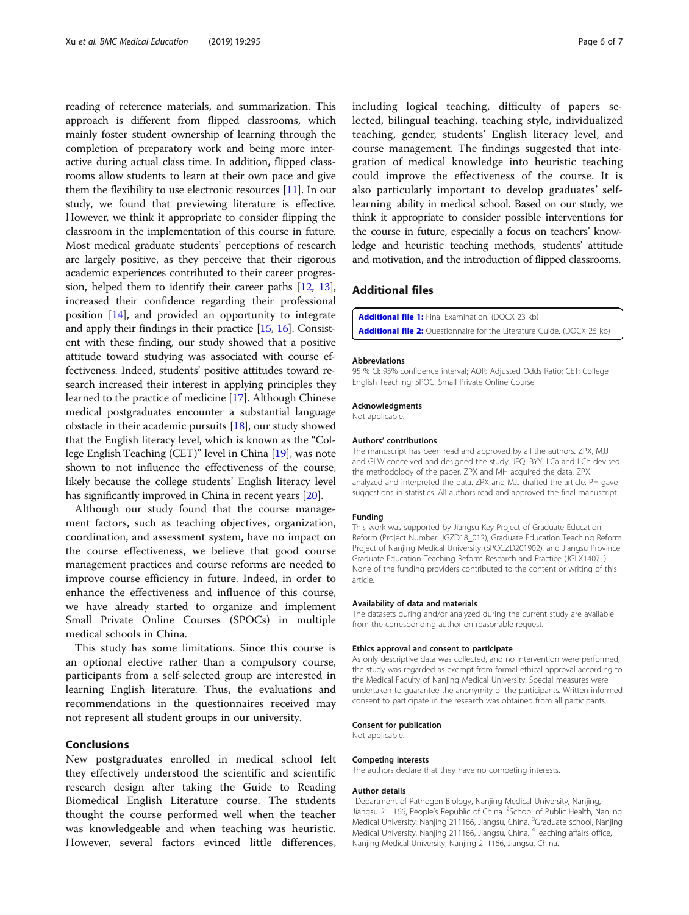reading of reference materials, and summarization. This approach is different from flipped classrooms, which mainly foster student ownership of learning through the completion of preparatory work and being more interactive during actual class time. In addition, flipped classrooms allow students to learn at their own pace and give them the flexibility to use electronic resources [11]. In our study, we found that previewing literature is effective. However, we think it appropriate to consider flipping the classroom in the implementation of this course in future. Most medical graduate students' perceptions of research are largely positive, as they perceive that their rigorous academic experiences contributed to their career progression, helped them to identify their career paths [12, 13], increased their confidence regarding their professional position [14], and provided an opportunity to integrate and apply their findings in their practice [15, 16]. Consistent with these finding, our study showed that a positive attitude toward studying was associated with course effectiveness. Indeed, students' positive attitudes toward research increased their interest in applying principles they learned to the practice of medicine [17]. Although Chinese medical postgraduates encounter a substantial language obstacle in their academic pursuits [18], our study showed that the English literacy level, which is known as the "College English Teaching (CET)" level in China [19], was note shown to not influence the effectiveness of the course, likely because the college students' English literacy level has significantly improved in China in recent years [20].

Although our study found that the course management factors, such as teaching objectives, organization, coordination, and assessment system, have no impact on the course effectiveness, we believe that good course management practices and course reforms are needed to improve course efficiency in future. Indeed, in order to enhance the effectiveness and influence of this course, we have already started to organize and implement Small Private Online Courses (SPOCs) in multiple medical schools in China.

This study has some limitations. Since this course is an optional elective rather than a compulsory course, participants from a self-selected group are interested in learning English literature. Thus, the evaluations and recommendations in the questionnaires received may not represent all student groups in our university.

## Conclusions

New postgraduates enrolled in medical school felt they effectively understood the scientific and scientific research design after taking the Guide to Reading Biomedical English Literature course. The students thought the course performed well when the teacher was knowledgeable and when teaching was heuristic. However, several factors evinced little differences, including logical teaching, difficulty of papers selected, bilingual teaching, teaching style, individualized teaching, gender, students' English literacy level, and course management. The findings suggested that integration of medical knowledge into heuristic teaching could improve the effectiveness of the course. It is also particularly important to develop graduates' self-learning ability in medical school. Based on our study, we think it appropriate to consider possible interventions for the course in future, especially a focus on teachers' knowledge and heuristic teaching methods, students' attitude and motivation, and the introduction of flipped classrooms.

## Additional files

**Additional file 1:** Final Examination. (DOCX 23 kb)
**Additional file 2:** Questionnaire for the Literature Guide. (DOCX 25 kb)

#### Abbreviations

95 % CI: 95% confidence interval; AOR: Adjusted Odds Ratio; CET: College English Teaching; SPOC: Small Private Online Course

#### Acknowledgments

Not applicable.

#### Authors' contributions

The manuscript has been read and approved by all the authors. ZPX, MJJ and GLW conceived and designed the study. JFQ, BYY, LCa and LCh devised the methodology of the paper, ZPX and MH acquired the data. ZPX analyzed and interpreted the data. ZPX and MJJ drafted the article. PH gave suggestions in statistics. All authors read and approved the final manuscript.

#### Funding

This work was supported by Jiangsu Key Project of Graduate Education Reform (Project Number: JGZD18_012), Graduate Education Teaching Reform Project of Nanjing Medical University (SPOCZD201902), and Jiangsu Province Graduate Education Teaching Reform Research and Practice (JGLX14071). None of the funding providers contributed to the content or writing of this article.

#### Availability of data and materials

The datasets during and/or analyzed during the current study are available from the corresponding author on reasonable request.

#### Ethics approval and consent to participate

As only descriptive data was collected, and no intervention were performed, the study was regarded as exempt from formal ethical approval according to the Medical Faculty of Nanjing Medical University. Special measures were undertaken to guarantee the anonymity of the participants. Written informed consent to participate in the research was obtained from all participants.

#### Consent for publication

Not applicable.

#### Competing interests

The authors declare that they have no competing interests.

#### Author details

[1]Department of Pathogen Biology, Nanjing Medical University, Nanjing, Jiangsu 211166, People's Republic of China. [2]School of Public Health, Nanjing Medical University, Nanjing 211166, Jiangsu, China. [3]Graduate school, Nanjing Medical University, Nanjing 211166, Jiangsu, China. [4]Teaching affairs office, Nanjing Medical University, Nanjing 211166, Jiangsu, China.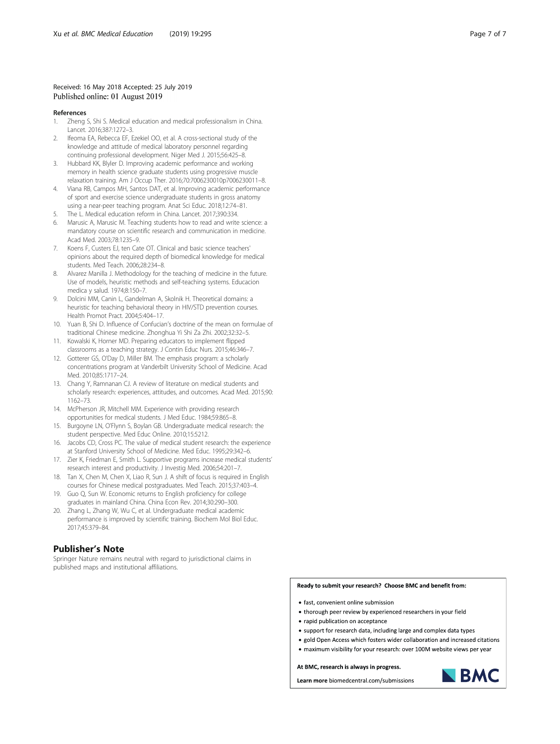Received: 16 May 2018 Accepted: 25 July 2019
Published online: 01 August 2019

## References

1. Zheng S, Shi S. Medical education and medical professionalism in China. Lancet. 2016;387:1272–3.
2. Ifeoma EA, Rebecca EF, Ezekiel OO, et al. A cross-sectional study of the knowledge and attitude of medical laboratory personnel regarding continuing professional development. Niger Med J. 2015;56:425–8.
3. Hubbard KK, Blyler D. Improving academic performance and working memory in health science graduate students using progressive muscle relaxation training. Am J Occup Ther. 2016;70:7006230010p7006230011–8.
4. Viana RB, Campos MH, Santos DAT, et al. Improving academic performance of sport and exercise science undergraduate students in gross anatomy using a near-peer teaching program. Anat Sci Educ. 2018;12:74–81.
5. The L. Medical education reform in China. Lancet. 2017;390:334.
6. Marusic A, Marusic M. Teaching students how to read and write science: a mandatory course on scientific research and communication in medicine. Acad Med. 2003;78:1235–9.
7. Koens F, Custers EJ, ten Cate OT. Clinical and basic science teachers' opinions about the required depth of biomedical knowledge for medical students. Med Teach. 2006;28:234–8.
8. Alvarez Manilla J. Methodology for the teaching of medicine in the future. Use of models, heuristic methods and self-teaching systems. Educacion medica y salud. 1974;8:150–7.
9. Dolcini MM, Canin L, Gandelman A, Skolnik H. Theoretical domains: a heuristic for teaching behavioral theory in HIV/STD prevention courses. Health Promot Pract. 2004;5:404–17.
10. Yuan B, Shi D. Influence of Confucian's doctrine of the mean on formulae of traditional Chinese medicine. Zhonghua Yi Shi Za Zhi. 2002;32:32–5.
11. Kowalski K, Horner MD. Preparing educators to implement flipped classrooms as a teaching strategy. J Contin Educ Nurs. 2015;46:346–7.
12. Gotterer GS, O'Day D, Miller BM. The emphasis program: a scholarly concentrations program at Vanderbilt University School of Medicine. Acad Med. 2010;85:1717–24.
13. Chang Y, Ramnanan CJ. A review of literature on medical students and scholarly research: experiences, attitudes, and outcomes. Acad Med. 2015;90:1162–73.
14. McPherson JR, Mitchell MM. Experience with providing research opportunities for medical students. J Med Educ. 1984;59:865–8.
15. Burgoyne LN, O'Flynn S, Boylan GB. Undergraduate medical research: the student perspective. Med Educ Online. 2010;15:5212.
16. Jacobs CD, Cross PC. The value of medical student research: the experience at Stanford University School of Medicine. Med Educ. 1995;29:342–6.
17. Zier K, Friedman E, Smith L. Supportive programs increase medical students' research interest and productivity. J Investig Med. 2006;54:201–7.
18. Tan X, Chen M, Chen X, Liao R, Sun J. A shift of focus is required in English courses for Chinese medical postgraduates. Med Teach. 2015;37:403–4.
19. Guo Q, Sun W. Economic returns to English proficiency for college graduates in mainland China. China Econ Rev. 2014;30:290–300.
20. Zhang L, Zhang W, Wu C, et al. Undergraduate medical academic performance is improved by scientific training. Biochem Mol Biol Educ. 2017;45:379–84.

## Publisher's Note

Springer Nature remains neutral with regard to jurisdictional claims in published maps and institutional affiliations.

**Ready to submit your research? Choose BMC and benefit from:**

- fast, convenient online submission
- thorough peer review by experienced researchers in your field
- rapid publication on acceptance
- support for research data, including large and complex data types
- gold Open Access which fosters wider collaboration and increased citations
- maximum visibility for your research: over 100M website views per year

**At BMC, research is always in progress.**

**Learn more** biomedcentral.com/submissions

BMC